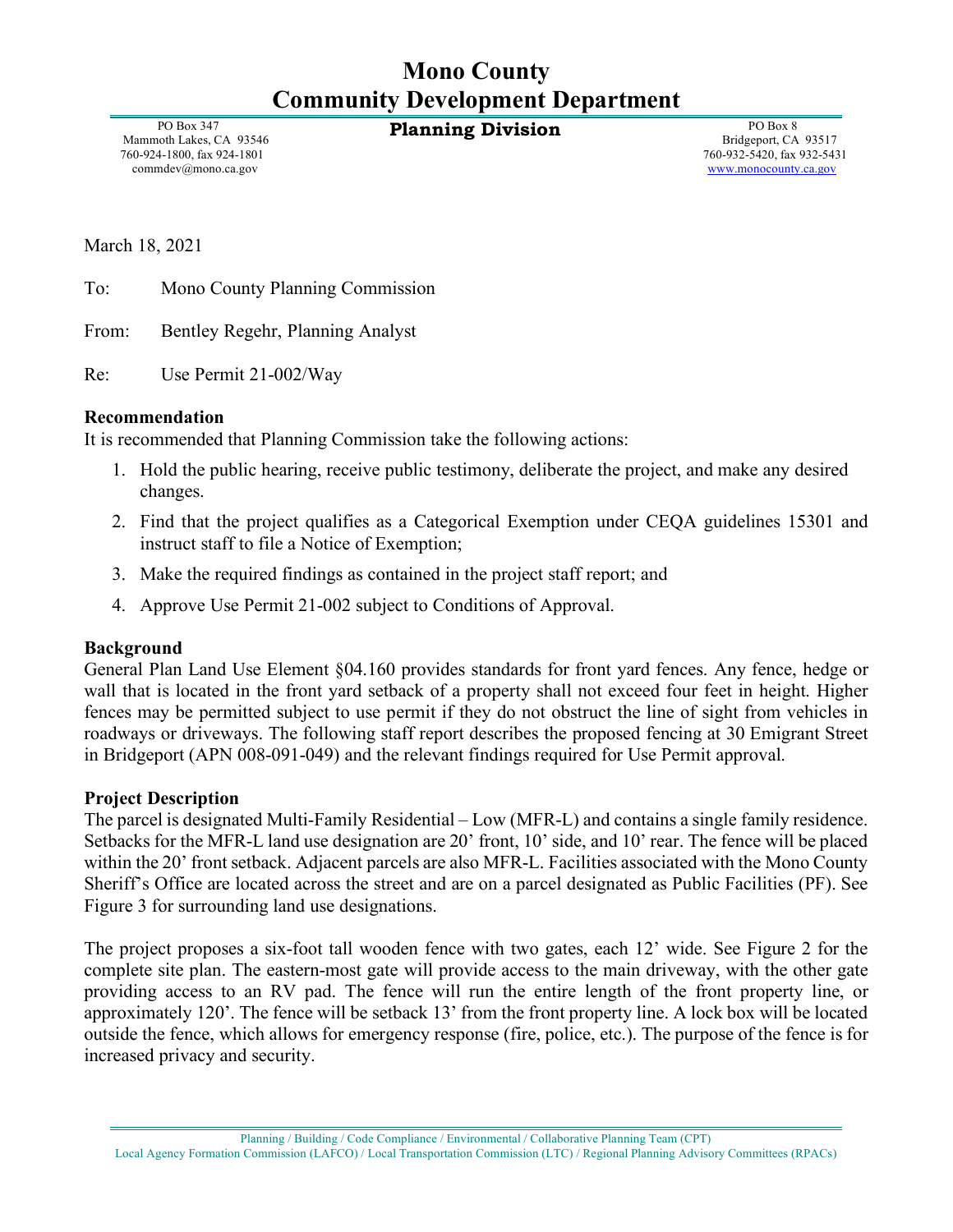# Mono County
# Community Development Department

## Planning Division

PO Box 347
Mammoth Lakes, CA 93546
760-924-1800, fax 924-1801
commdev@mono.ca.gov

PO Box 8
Bridgeport, CA 93517
760-932-5420, fax 932-5431
www.monocounty.ca.gov

March 18, 2021

To: Mono County Planning Commission

From: Bentley Regehr, Planning Analyst

Re: Use Permit 21-002/Way

**Recommendation**

It is recommended that Planning Commission take the following actions:

1. Hold the public hearing, receive public testimony, deliberate the project, and make any desired changes.
2. Find that the project qualifies as a Categorical Exemption under CEQA guidelines 15301 and instruct staff to file a Notice of Exemption;
3. Make the required findings as contained in the project staff report; and
4. Approve Use Permit 21-002 subject to Conditions of Approval.

**Background**

General Plan Land Use Element §04.160 provides standards for front yard fences. Any fence, hedge or wall that is located in the front yard setback of a property shall not exceed four feet in height. Higher fences may be permitted subject to use permit if they do not obstruct the line of sight from vehicles in roadways or driveways. The following staff report describes the proposed fencing at 30 Emigrant Street in Bridgeport (APN 008-091-049) and the relevant findings required for Use Permit approval.

**Project Description**

The parcel is designated Multi-Family Residential – Low (MFR-L) and contains a single family residence. Setbacks for the MFR-L land use designation are 20' front, 10' side, and 10' rear. The fence will be placed within the 20' front setback. Adjacent parcels are also MFR-L. Facilities associated with the Mono County Sheriff's Office are located across the street and are on a parcel designated as Public Facilities (PF). See Figure 3 for surrounding land use designations.

The project proposes a six-foot tall wooden fence with two gates, each 12' wide. See Figure 2 for the complete site plan. The eastern-most gate will provide access to the main driveway, with the other gate providing access to an RV pad. The fence will run the entire length of the front property line, or approximately 120'. The fence will be setback 13' from the front property line. A lock box will be located outside the fence, which allows for emergency response (fire, police, etc.). The purpose of the fence is for increased privacy and security.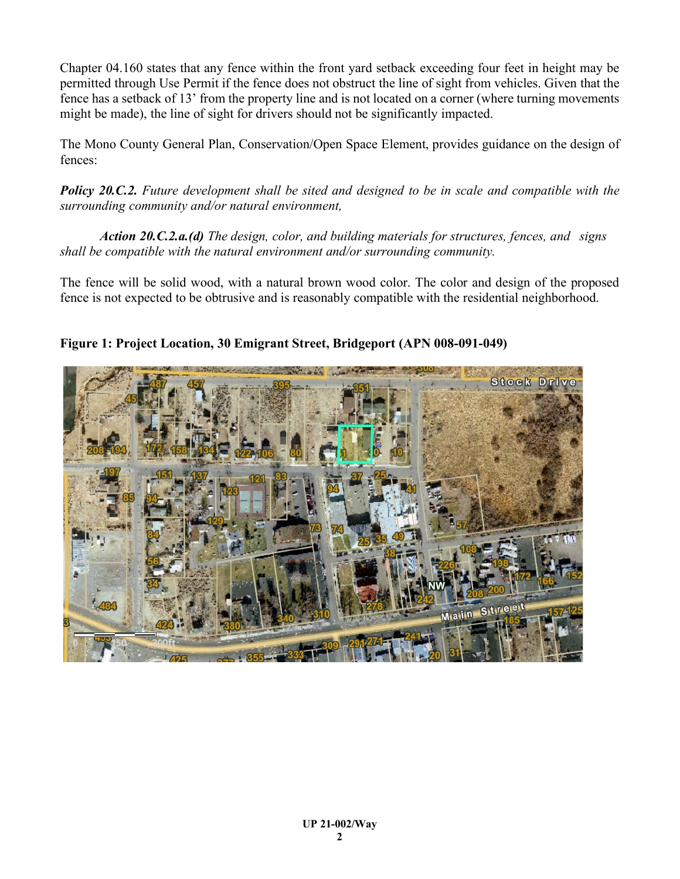Chapter 04.160 states that any fence within the front yard setback exceeding four feet in height may be permitted through Use Permit if the fence does not obstruct the line of sight from vehicles. Given that the fence has a setback of 13' from the property line and is not located on a corner (where turning movements might be made), the line of sight for drivers should not be significantly impacted.

The Mono County General Plan, Conservation/Open Space Element, provides guidance on the design of fences:

***Policy 20.C.2.*** *Future development shall be sited and designed to be in scale and compatible with the surrounding community and/or natural environment,*

> ***Action 20.C.2.a.(d)*** *The design, color, and building materials for structures, fences, and signs shall be compatible with the natural environment and/or surrounding community.*

The fence will be solid wood, with a natural brown wood color. The color and design of the proposed fence is not expected to be obtrusive and is reasonably compatible with the residential neighborhood.

**Figure 1: Project Location, 30 Emigrant Street, Bridgeport (APN 008-091-049)**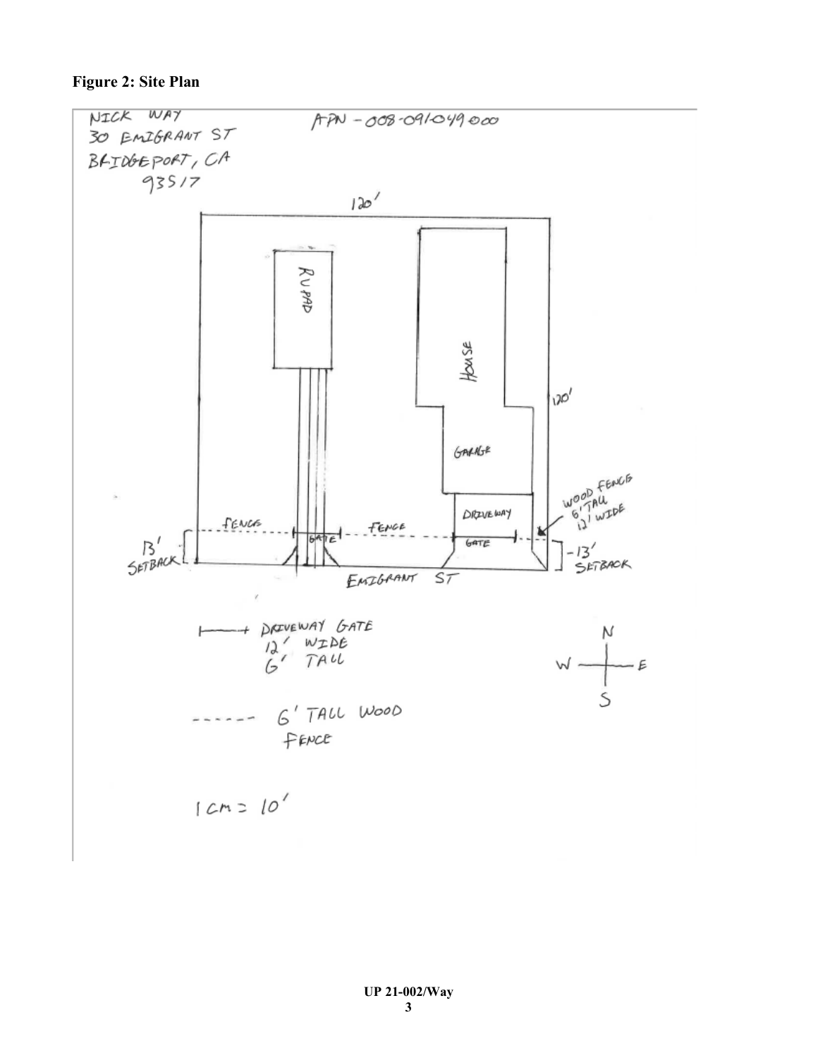**Figure 2: Site Plan**

NICK WAY
30 EMIGRANT ST
BRIDGEPORT, CA
93517

APN – 008-091-049-000

120'

120'

RV PAD

HOUSE

GARAGE

DRIVEWAY

FENCE

GATE

FENCE

GATE

WOOD FENCE 6' TALL 12' WIDE

13' SETBACK

13' SETBACK

EMIGRANT ST

DRIVEWAY GATE 12' WIDE 6' TALL

6' TALL WOOD FENCE

N S W E

1 CM = 10'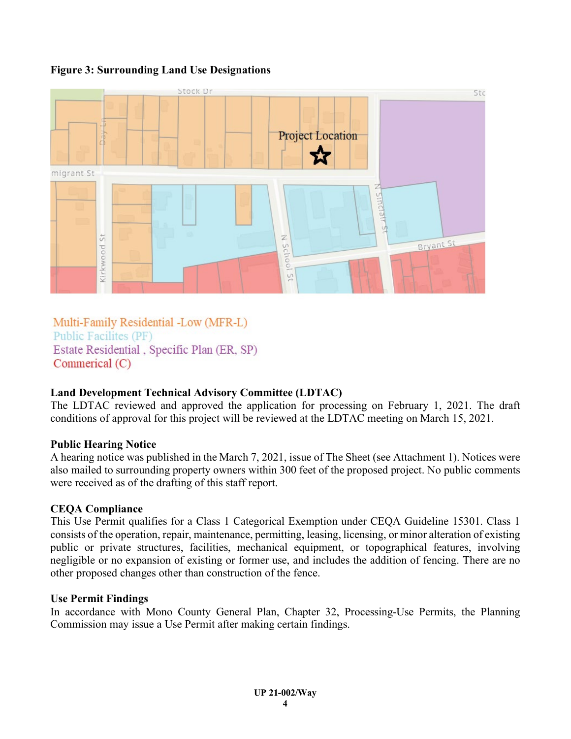**Figure 3: Surrounding Land Use Designations**

Multi-Family Residential -Low (MFR-L)
Public Facilites (PF)
Estate Residential , Specific Plan (ER, SP)
Commerical (C)

**Land Development Technical Advisory Committee (LDTAC)**

The LDTAC reviewed and approved the application for processing on February 1, 2021. The draft conditions of approval for this project will be reviewed at the LDTAC meeting on March 15, 2021.

**Public Hearing Notice**

A hearing notice was published in the March 7, 2021, issue of The Sheet (see Attachment 1). Notices were also mailed to surrounding property owners within 300 feet of the proposed project. No public comments were received as of the drafting of this staff report.

**CEQA Compliance**

This Use Permit qualifies for a Class 1 Categorical Exemption under CEQA Guideline 15301. Class 1 consists of the operation, repair, maintenance, permitting, leasing, licensing, or minor alteration of existing public or private structures, facilities, mechanical equipment, or topographical features, involving negligible or no expansion of existing or former use, and includes the addition of fencing. There are no other proposed changes other than construction of the fence.

**Use Permit Findings**

In accordance with Mono County General Plan, Chapter 32, Processing-Use Permits, the Planning Commission may issue a Use Permit after making certain findings.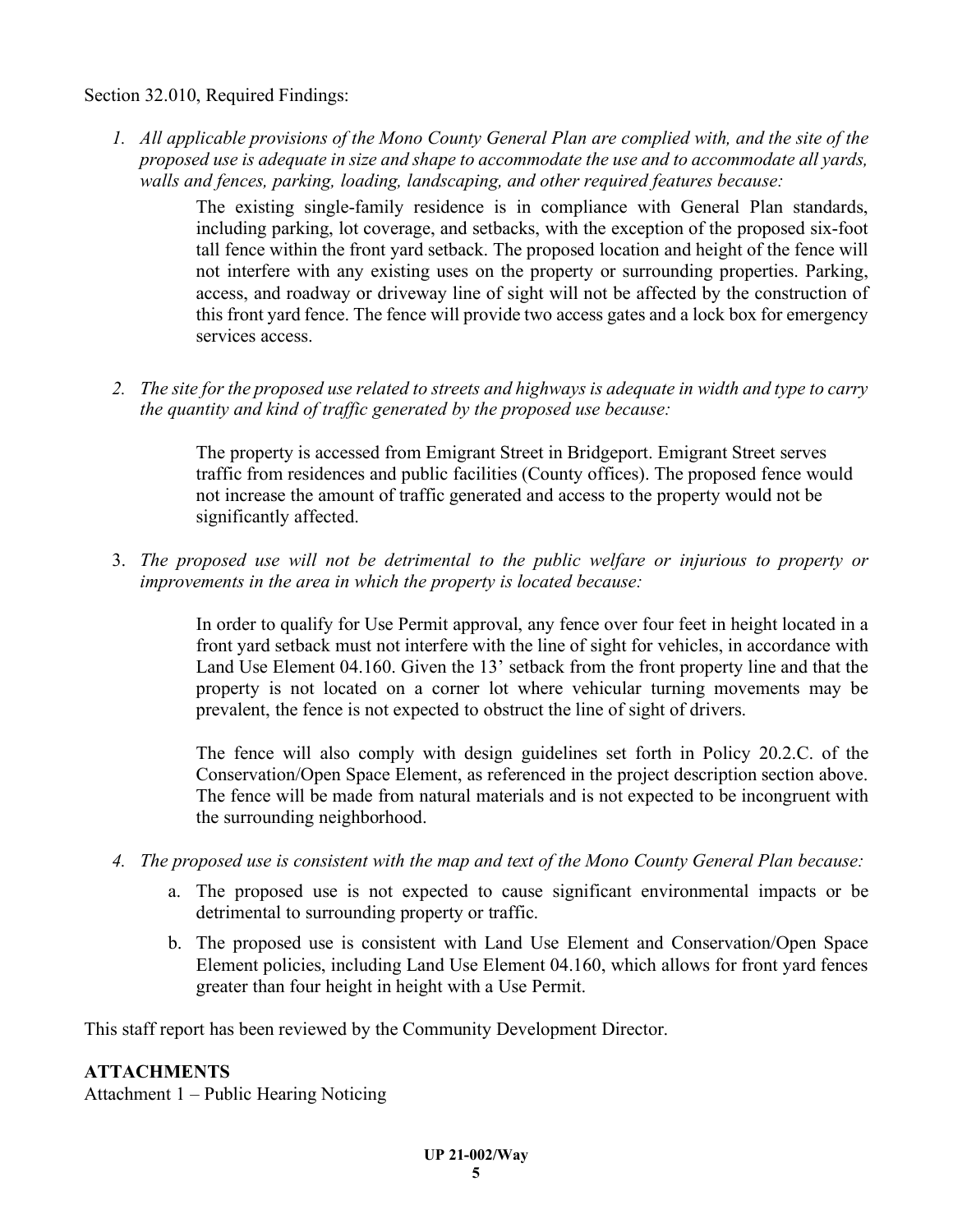Section 32.010, Required Findings:

1. *All applicable provisions of the Mono County General Plan are complied with, and the site of the proposed use is adequate in size and shape to accommodate the use and to accommodate all yards, walls and fences, parking, loading, landscaping, and other required features because:*

   The existing single-family residence is in compliance with General Plan standards, including parking, lot coverage, and setbacks, with the exception of the proposed six-foot tall fence within the front yard setback. The proposed location and height of the fence will not interfere with any existing uses on the property or surrounding properties. Parking, access, and roadway or driveway line of sight will not be affected by the construction of this front yard fence. The fence will provide two access gates and a lock box for emergency services access.

2. *The site for the proposed use related to streets and highways is adequate in width and type to carry the quantity and kind of traffic generated by the proposed use because:*

   The property is accessed from Emigrant Street in Bridgeport. Emigrant Street serves traffic from residences and public facilities (County offices). The proposed fence would not increase the amount of traffic generated and access to the property would not be significantly affected.

3. *The proposed use will not be detrimental to the public welfare or injurious to property or improvements in the area in which the property is located because:*

   In order to qualify for Use Permit approval, any fence over four feet in height located in a front yard setback must not interfere with the line of sight for vehicles, in accordance with Land Use Element 04.160. Given the 13' setback from the front property line and that the property is not located on a corner lot where vehicular turning movements may be prevalent, the fence is not expected to obstruct the line of sight of drivers.

   The fence will also comply with design guidelines set forth in Policy 20.2.C. of the Conservation/Open Space Element, as referenced in the project description section above. The fence will be made from natural materials and is not expected to be incongruent with the surrounding neighborhood.

4. *The proposed use is consistent with the map and text of the Mono County General Plan because:*

   a. The proposed use is not expected to cause significant environmental impacts or be detrimental to surrounding property or traffic.

   b. The proposed use is consistent with Land Use Element and Conservation/Open Space Element policies, including Land Use Element 04.160, which allows for front yard fences greater than four height in height with a Use Permit.

This staff report has been reviewed by the Community Development Director.

**ATTACHMENTS**

Attachment 1 – Public Hearing Noticing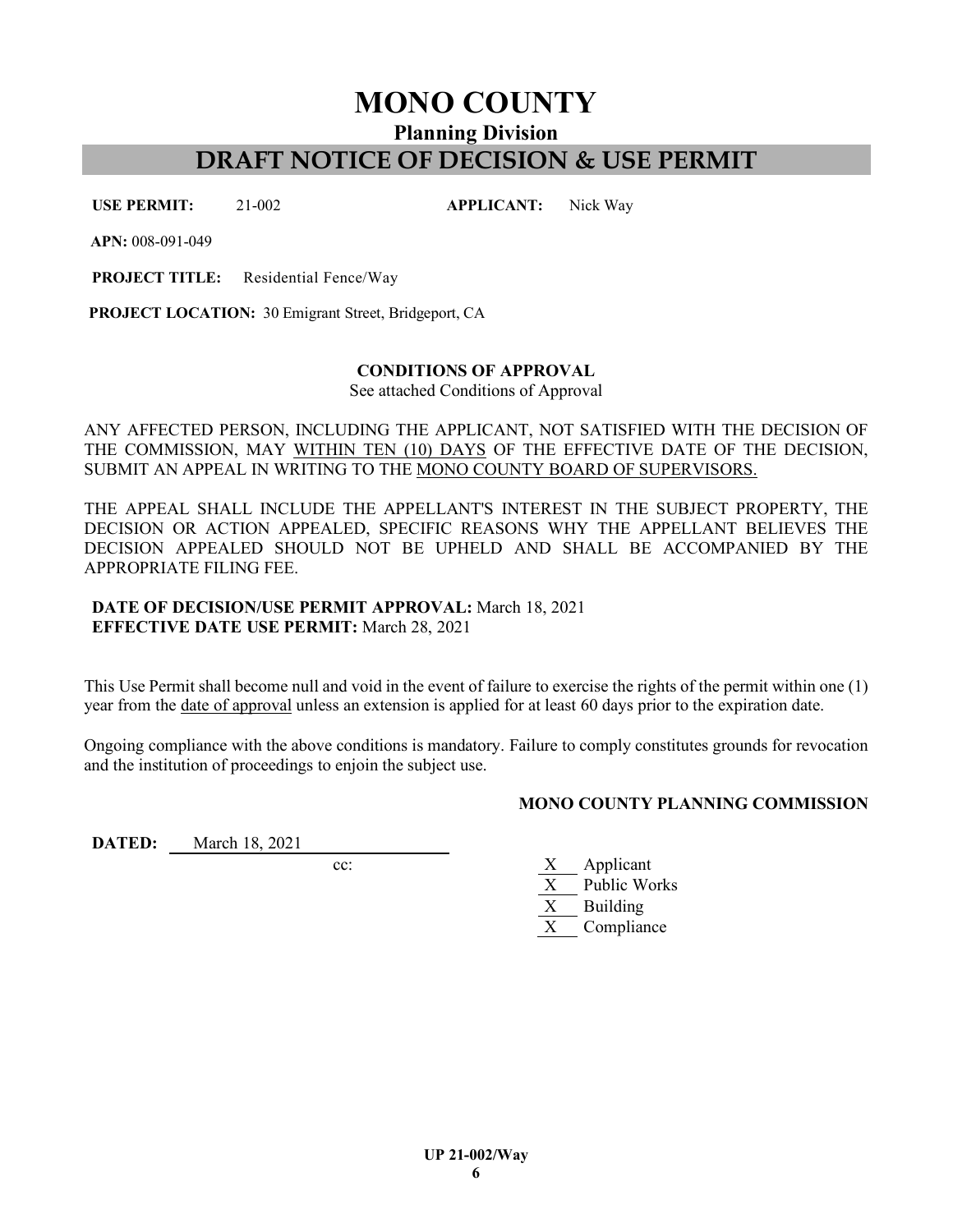# MONO COUNTY

## Planning Division

## DRAFT NOTICE OF DECISION & USE PERMIT

**USE PERMIT:** 21-002 **APPLICANT:** Nick Way

**APN:** 008-091-049

**PROJECT TITLE:** Residential Fence/Way

**PROJECT LOCATION:** 30 Emigrant Street, Bridgeport, CA

**CONDITIONS OF APPROVAL**

See attached Conditions of Approval

ANY AFFECTED PERSON, INCLUDING THE APPLICANT, NOT SATISFIED WITH THE DECISION OF THE COMMISSION, MAY WITHIN TEN (10) DAYS OF THE EFFECTIVE DATE OF THE DECISION, SUBMIT AN APPEAL IN WRITING TO THE MONO COUNTY BOARD OF SUPERVISORS.

THE APPEAL SHALL INCLUDE THE APPELLANT'S INTEREST IN THE SUBJECT PROPERTY, THE DECISION OR ACTION APPEALED, SPECIFIC REASONS WHY THE APPELLANT BELIEVES THE DECISION APPEALED SHOULD NOT BE UPHELD AND SHALL BE ACCOMPANIED BY THE APPROPRIATE FILING FEE.

**DATE OF DECISION/USE PERMIT APPROVAL:** March 18, 2021
**EFFECTIVE DATE USE PERMIT:** March 28, 2021

This Use Permit shall become null and void in the event of failure to exercise the rights of the permit within one (1) year from the date of approval unless an extension is applied for at least 60 days prior to the expiration date.

Ongoing compliance with the above conditions is mandatory. Failure to comply constitutes grounds for revocation and the institution of proceedings to enjoin the subject use.

**MONO COUNTY PLANNING COMMISSION**

**DATED:** March 18, 2021

cc:

- X Applicant
- X Public Works
- X Building
- X Compliance

**UP 21-002/Way**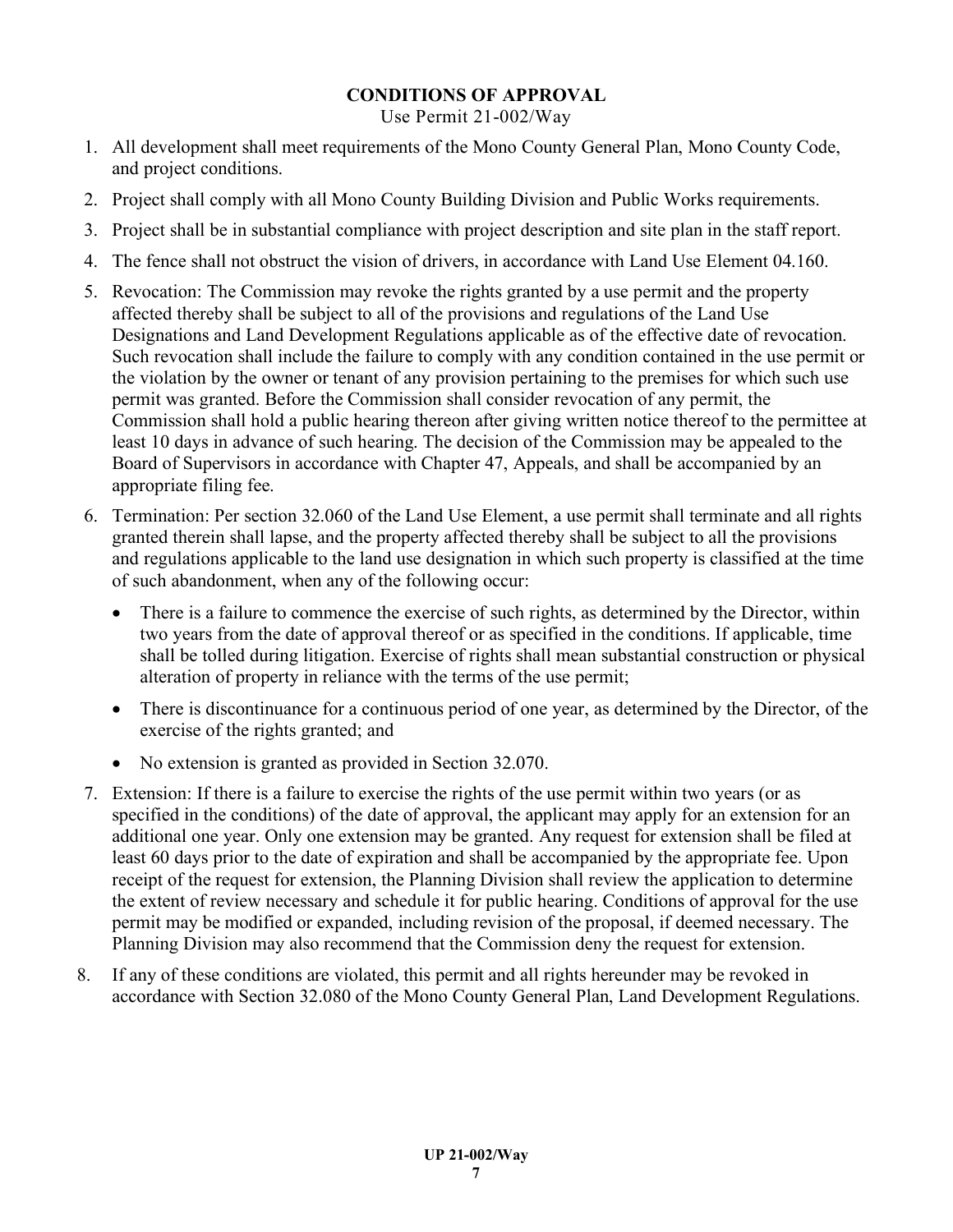**CONDITIONS OF APPROVAL**

Use Permit 21-002/Way

1. All development shall meet requirements of the Mono County General Plan, Mono County Code, and project conditions.
2. Project shall comply with all Mono County Building Division and Public Works requirements.
3. Project shall be in substantial compliance with project description and site plan in the staff report.
4. The fence shall not obstruct the vision of drivers, in accordance with Land Use Element 04.160.
5. Revocation: The Commission may revoke the rights granted by a use permit and the property affected thereby shall be subject to all of the provisions and regulations of the Land Use Designations and Land Development Regulations applicable as of the effective date of revocation. Such revocation shall include the failure to comply with any condition contained in the use permit or the violation by the owner or tenant of any provision pertaining to the premises for which such use permit was granted. Before the Commission shall consider revocation of any permit, the Commission shall hold a public hearing thereon after giving written notice thereof to the permittee at least 10 days in advance of such hearing. The decision of the Commission may be appealed to the Board of Supervisors in accordance with Chapter 47, Appeals, and shall be accompanied by an appropriate filing fee.
6. Termination: Per section 32.060 of the Land Use Element, a use permit shall terminate and all rights granted therein shall lapse, and the property affected thereby shall be subject to all the provisions and regulations applicable to the land use designation in which such property is classified at the time of such abandonment, when any of the following occur:
   - There is a failure to commence the exercise of such rights, as determined by the Director, within two years from the date of approval thereof or as specified in the conditions. If applicable, time shall be tolled during litigation. Exercise of rights shall mean substantial construction or physical alteration of property in reliance with the terms of the use permit;
   - There is discontinuance for a continuous period of one year, as determined by the Director, of the exercise of the rights granted; and
   - No extension is granted as provided in Section 32.070.
7. Extension: If there is a failure to exercise the rights of the use permit within two years (or as specified in the conditions) of the date of approval, the applicant may apply for an extension for an additional one year. Only one extension may be granted. Any request for extension shall be filed at least 60 days prior to the date of expiration and shall be accompanied by the appropriate fee. Upon receipt of the request for extension, the Planning Division shall review the application to determine the extent of review necessary and schedule it for public hearing. Conditions of approval for the use permit may be modified or expanded, including revision of the proposal, if deemed necessary. The Planning Division may also recommend that the Commission deny the request for extension.
8. If any of these conditions are violated, this permit and all rights hereunder may be revoked in accordance with Section 32.080 of the Mono County General Plan, Land Development Regulations.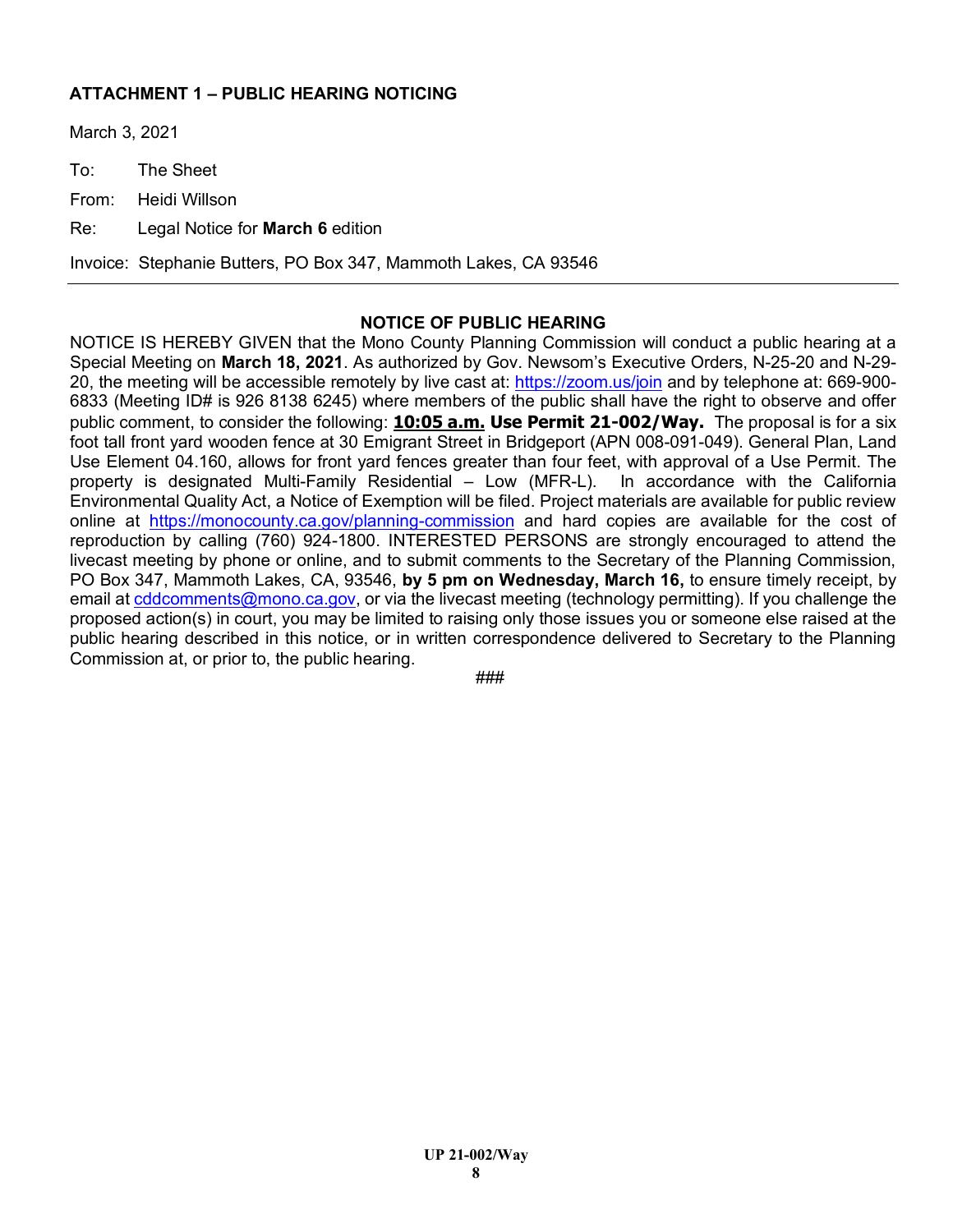**ATTACHMENT 1 – PUBLIC HEARING NOTICING**

March 3, 2021

To: The Sheet

From: Heidi Willson

Re: Legal Notice for **March 6** edition

Invoice: Stephanie Butters, PO Box 347, Mammoth Lakes, CA 93546

---

**NOTICE OF PUBLIC HEARING**

NOTICE IS HEREBY GIVEN that the Mono County Planning Commission will conduct a public hearing at a Special Meeting on **March 18, 2021**. As authorized by Gov. Newsom's Executive Orders, N-25-20 and N-29-20, the meeting will be accessible remotely by live cast at: https://zoom.us/join and by telephone at: 669-900-6833 (Meeting ID# is 926 8138 6245) where members of the public shall have the right to observe and offer public comment, to consider the following: **10:05 a.m. Use Permit 21-002/Way.** The proposal is for a six foot tall front yard wooden fence at 30 Emigrant Street in Bridgeport (APN 008-091-049). General Plan, Land Use Element 04.160, allows for front yard fences greater than four feet, with approval of a Use Permit. The property is designated Multi-Family Residential – Low (MFR-L). In accordance with the California Environmental Quality Act, a Notice of Exemption will be filed. Project materials are available for public review online at https://monocounty.ca.gov/planning-commission and hard copies are available for the cost of reproduction by calling (760) 924-1800. INTERESTED PERSONS are strongly encouraged to attend the livecast meeting by phone or online, and to submit comments to the Secretary of the Planning Commission, PO Box 347, Mammoth Lakes, CA, 93546, **by 5 pm on Wednesday, March 16,** to ensure timely receipt, by email at cddcomments@mono.ca.gov, or via the livecast meeting (technology permitting). If you challenge the proposed action(s) in court, you may be limited to raising only those issues you or someone else raised at the public hearing described in this notice, or in written correspondence delivered to Secretary to the Planning Commission at, or prior to, the public hearing.

###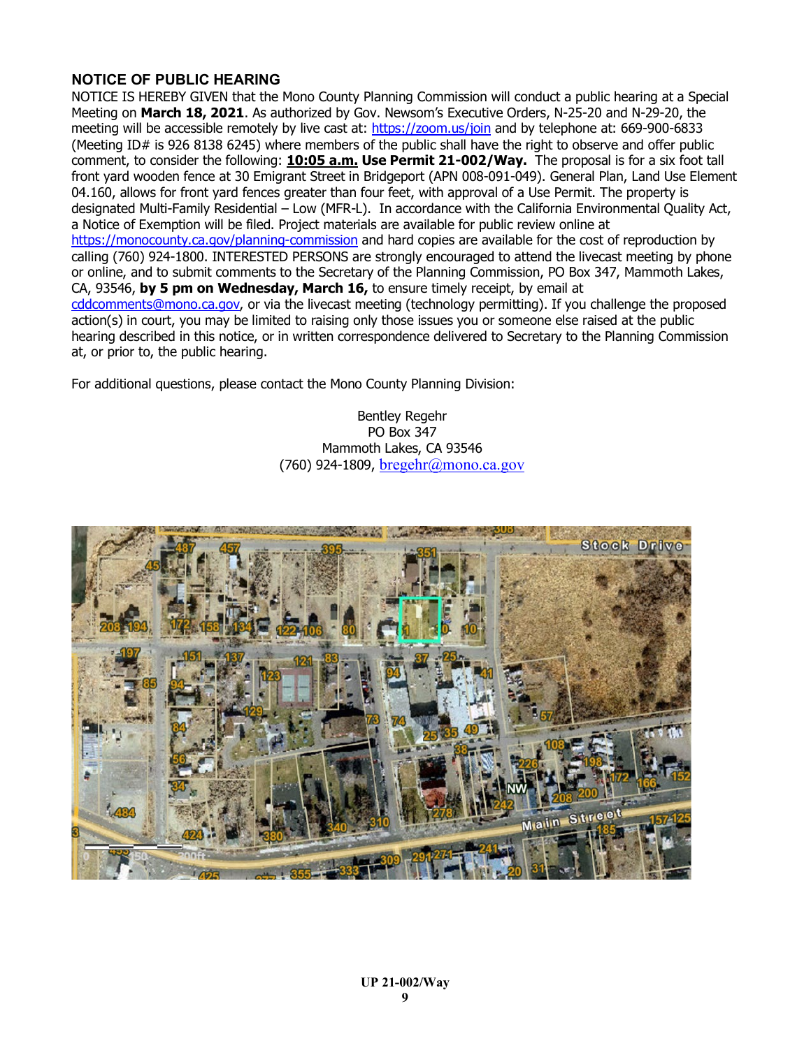## NOTICE OF PUBLIC HEARING

NOTICE IS HEREBY GIVEN that the Mono County Planning Commission will conduct a public hearing at a Special Meeting on **March 18, 2021**. As authorized by Gov. Newsom's Executive Orders, N-25-20 and N-29-20, the meeting will be accessible remotely by live cast at: https://zoom.us/join and by telephone at: 669-900-6833 (Meeting ID# is 926 8138 6245) where members of the public shall have the right to observe and offer public comment, to consider the following: **10:05 a.m. Use Permit 21-002/Way.** The proposal is for a six foot tall front yard wooden fence at 30 Emigrant Street in Bridgeport (APN 008-091-049). General Plan, Land Use Element 04.160, allows for front yard fences greater than four feet, with approval of a Use Permit. The property is designated Multi-Family Residential – Low (MFR-L). In accordance with the California Environmental Quality Act, a Notice of Exemption will be filed. Project materials are available for public review online at https://monocounty.ca.gov/planning-commission and hard copies are available for the cost of reproduction by calling (760) 924-1800. INTERESTED PERSONS are strongly encouraged to attend the livecast meeting by phone or online, and to submit comments to the Secretary of the Planning Commission, PO Box 347, Mammoth Lakes, CA, 93546, **by 5 pm on Wednesday, March 16,** to ensure timely receipt, by email at cddcomments@mono.ca.gov, or via the livecast meeting (technology permitting). If you challenge the proposed action(s) in court, you may be limited to raising only those issues you or someone else raised at the public hearing described in this notice, or in written correspondence delivered to Secretary to the Planning Commission at, or prior to, the public hearing.

For additional questions, please contact the Mono County Planning Division:

Bentley Regehr
PO Box 347
Mammoth Lakes, CA 93546
(760) 924-1809, bregehr@mono.ca.gov

UP 21-002/Way